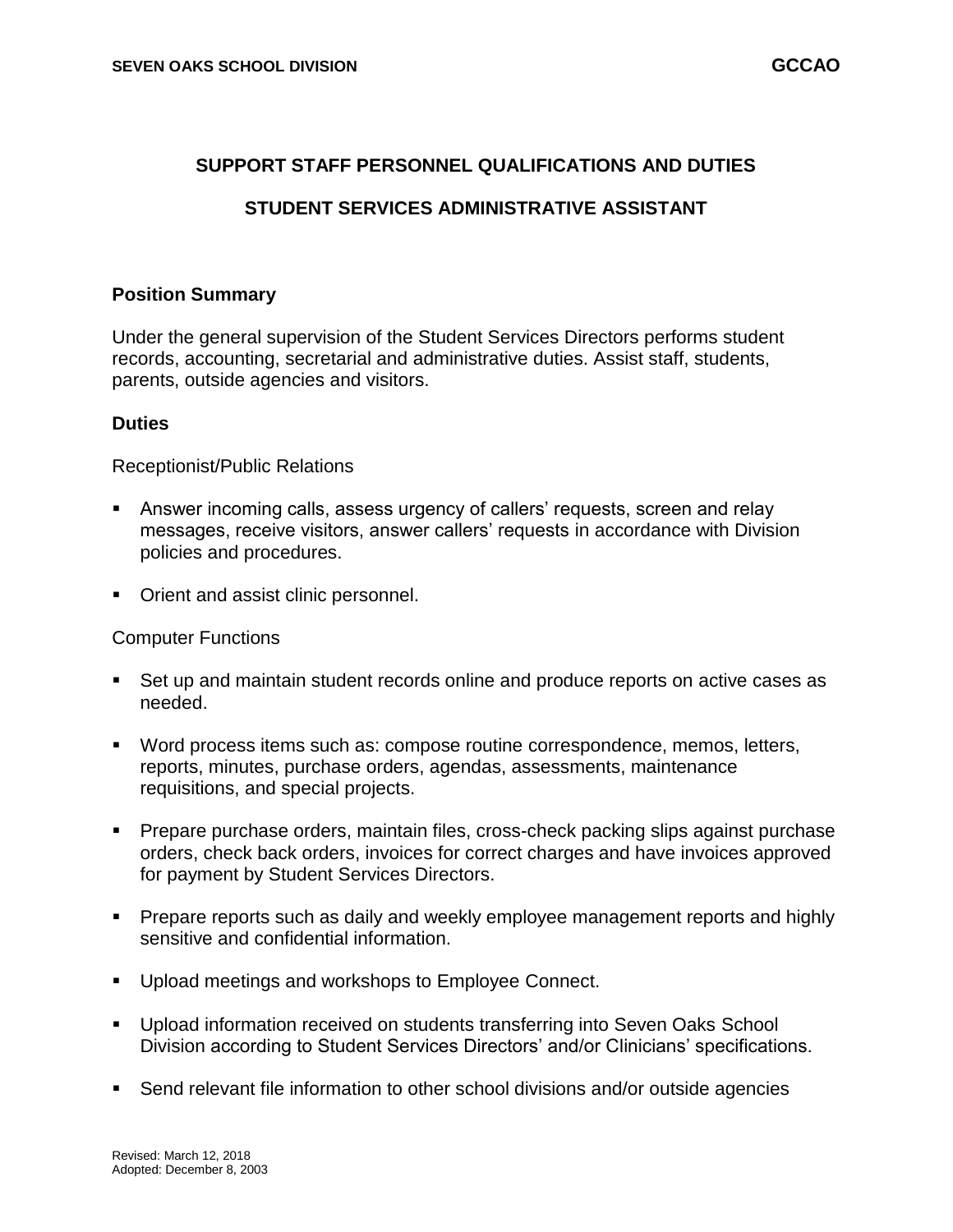# SUPPORT STAFF PERSONNEL QUALIFICATIONS AND DUTIES

## STUDENT SERVICES ADMINISTRATIVE ASSISTANT

### Position Summary

Under the general supervision of the Student Services Directors performs student records, accounting, secretarial and administrative duties. Assist staff, students, parents, outside agencies and visitors.

### Duties

Receptionist/Public Relations

- Answer incoming calls, assess urgency of callers' requests, screen and relay messages, receive visitors, answer callers' requests in accordance with Division policies and procedures.
- Orient and assist clinic personnel.

Computer Functions

- Set up and maintain student records online and produce reports on active cases as needed.
- Word process items such as: compose routine correspondence, memos, letters, reports, minutes, purchase orders, agendas, assessments, maintenance requisitions, and special projects.
- Prepare purchase orders, maintain files, cross-check packing slips against purchase orders, check back orders, invoices for correct charges and have invoices approved for payment by Student Services Directors.
- Prepare reports such as daily and weekly employee management reports and highly sensitive and confidential information.
- Upload meetings and workshops to Employee Connect.
- Upload information received on students transferring into Seven Oaks School Division according to Student Services Directors' and/or Clinicians' specifications.
- Send relevant file information to other school divisions and/or outside agencies

Revised: March 12, 2018
Adopted: December 8, 2003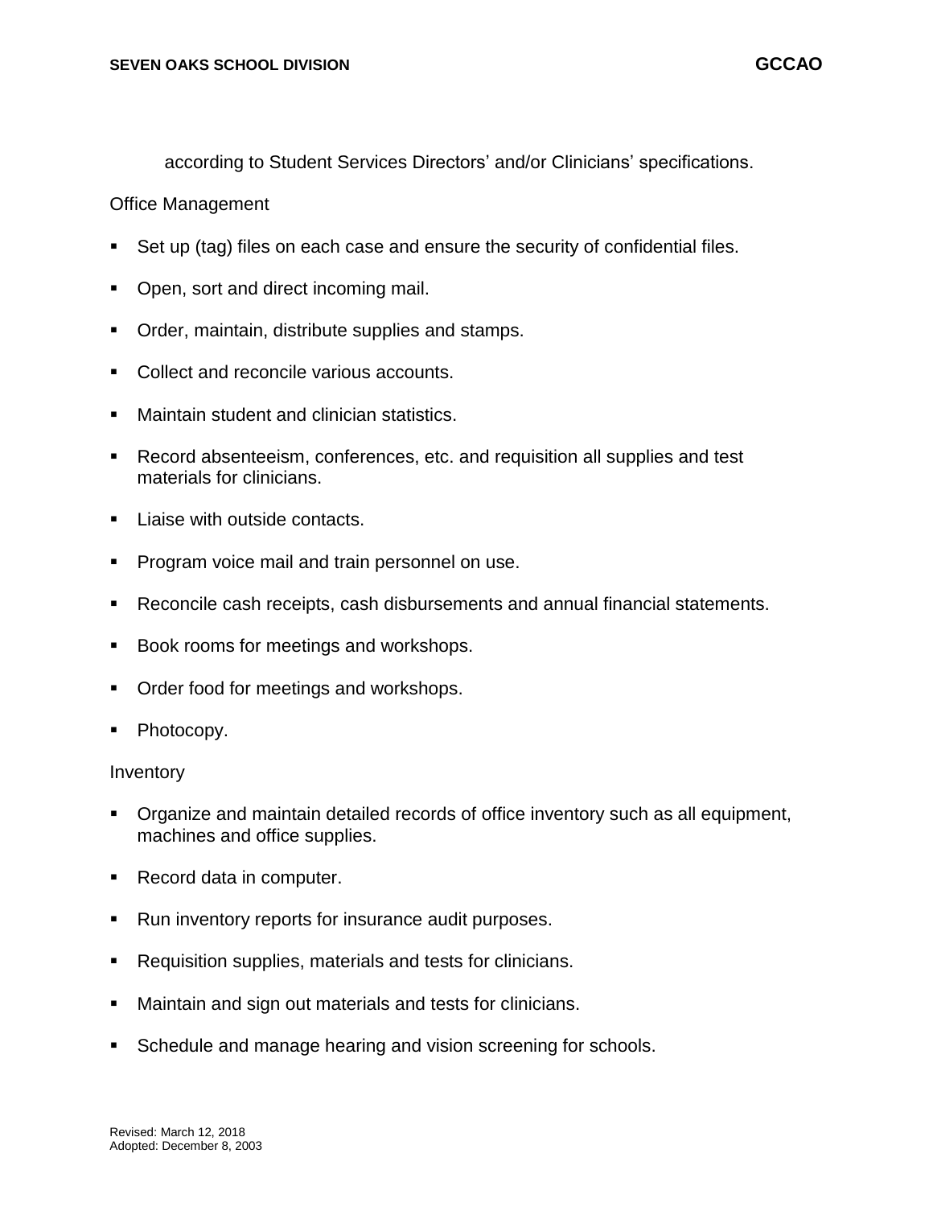according to Student Services Directors' and/or Clinicians' specifications.

Office Management

- Set up (tag) files on each case and ensure the security of confidential files.
- Open, sort and direct incoming mail.
- Order, maintain, distribute supplies and stamps.
- Collect and reconcile various accounts.
- Maintain student and clinician statistics.
- Record absenteeism, conferences, etc. and requisition all supplies and test materials for clinicians.
- Liaise with outside contacts.
- Program voice mail and train personnel on use.
- Reconcile cash receipts, cash disbursements and annual financial statements.
- Book rooms for meetings and workshops.
- Order food for meetings and workshops.
- Photocopy.

Inventory

- Organize and maintain detailed records of office inventory such as all equipment, machines and office supplies.
- Record data in computer.
- Run inventory reports for insurance audit purposes.
- Requisition supplies, materials and tests for clinicians.
- Maintain and sign out materials and tests for clinicians.
- Schedule and manage hearing and vision screening for schools.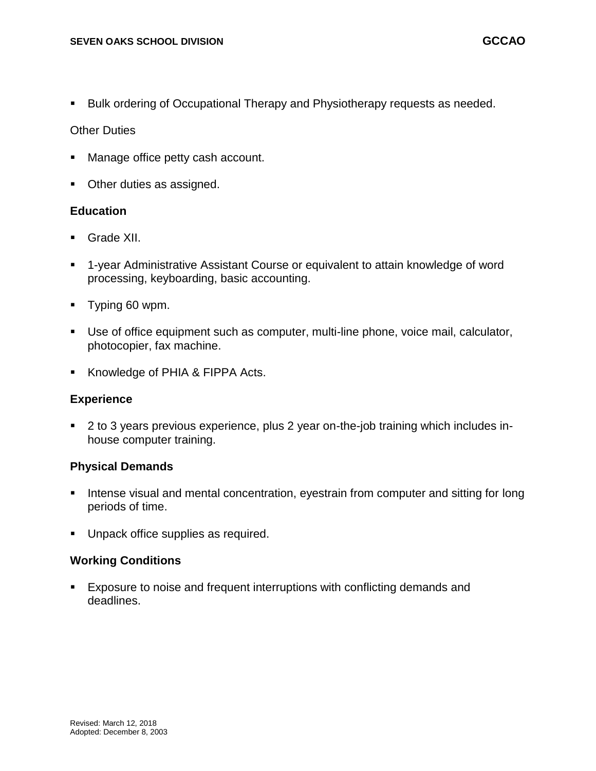- Bulk ordering of Occupational Therapy and Physiotherapy requests as needed.

Other Duties

- Manage office petty cash account.
- Other duties as assigned.

## Education

- Grade XII.
- 1-year Administrative Assistant Course or equivalent to attain knowledge of word processing, keyboarding, basic accounting.
- Typing 60 wpm.
- Use of office equipment such as computer, multi-line phone, voice mail, calculator, photocopier, fax machine.
- Knowledge of PHIA & FIPPA Acts.

## Experience

- 2 to 3 years previous experience, plus 2 year on-the-job training which includes in-house computer training.

## Physical Demands

- Intense visual and mental concentration, eyestrain from computer and sitting for long periods of time.
- Unpack office supplies as required.

## Working Conditions

- Exposure to noise and frequent interruptions with conflicting demands and deadlines.

Revised: March 12, 2018
Adopted: December 8, 2003